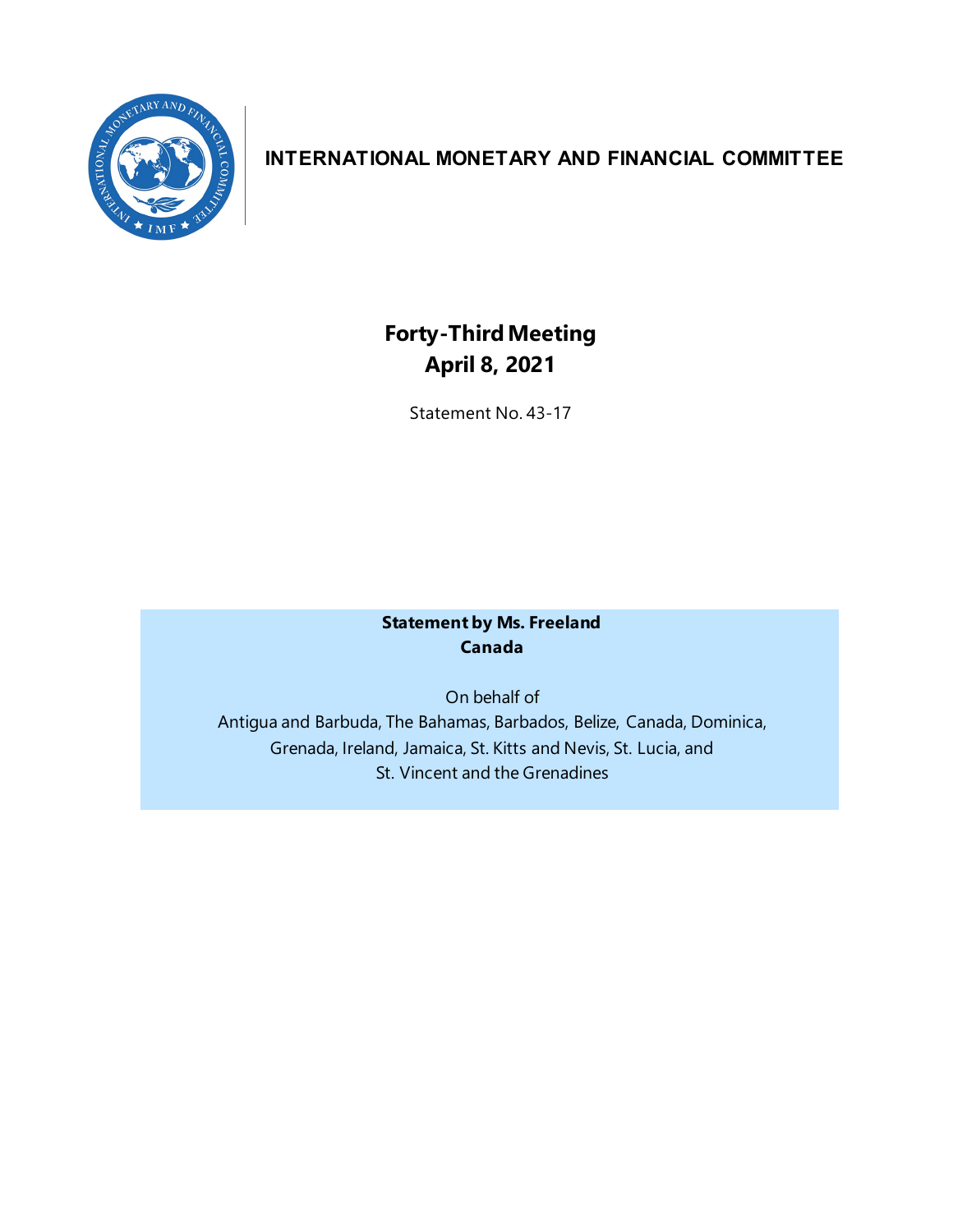# INTERNATIONAL MONETARY AND FINANCIAL COMMITTEE

## Forty-Third Meeting
## April 8, 2021

Statement No. 43-17

**Statement by Ms. Freeland**
**Canada**

On behalf of
Antigua and Barbuda, The Bahamas, Barbados, Belize, Canada, Dominica,
Grenada, Ireland, Jamaica, St. Kitts and Nevis, St. Lucia, and
St. Vincent and the Grenadines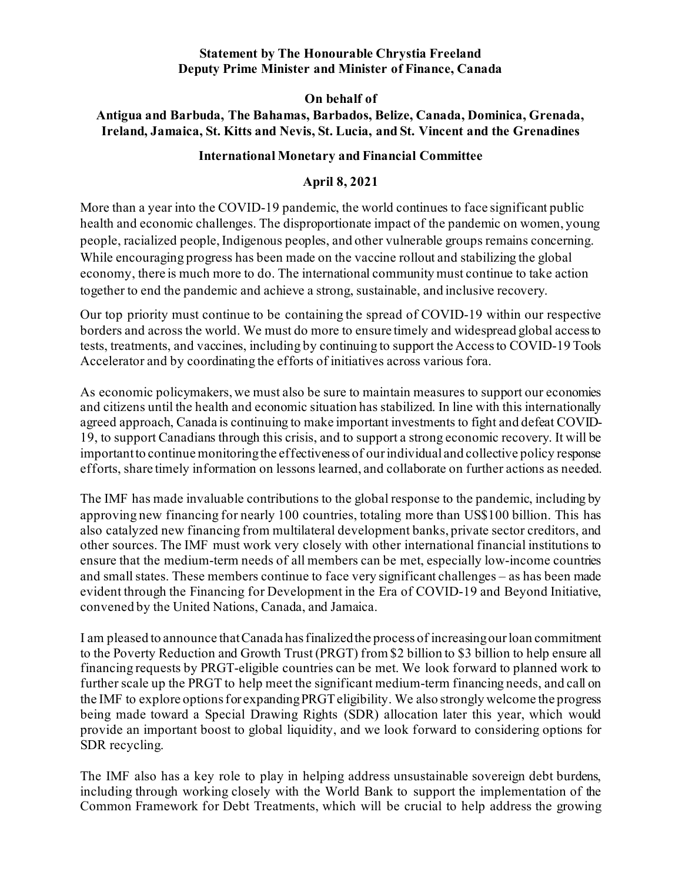**Statement by The Honourable Chrystia Freeland**
**Deputy Prime Minister and Minister of Finance, Canada**

**On behalf of**
**Antigua and Barbuda, The Bahamas, Barbados, Belize, Canada, Dominica, Grenada, Ireland, Jamaica, St. Kitts and Nevis, St. Lucia, and St. Vincent and the Grenadines**

**International Monetary and Financial Committee**

**April 8, 2021**

More than a year into the COVID-19 pandemic, the world continues to face significant public health and economic challenges. The disproportionate impact of the pandemic on women, young people, racialized people, Indigenous peoples, and other vulnerable groups remains concerning. While encouraging progress has been made on the vaccine rollout and stabilizing the global economy, there is much more to do. The international community must continue to take action together to end the pandemic and achieve a strong, sustainable, and inclusive recovery.

Our top priority must continue to be containing the spread of COVID-19 within our respective borders and across the world. We must do more to ensure timely and widespread global access to tests, treatments, and vaccines, including by continuing to support the Access to COVID-19 Tools Accelerator and by coordinating the efforts of initiatives across various fora.

As economic policymakers, we must also be sure to maintain measures to support our economies and citizens until the health and economic situation has stabilized. In line with this internationally agreed approach, Canada is continuing to make important investments to fight and defeat COVID-19, to support Canadians through this crisis, and to support a strong economic recovery. It will be important to continue monitoring the effectiveness of our individual and collective policy response efforts, share timely information on lessons learned, and collaborate on further actions as needed.

The IMF has made invaluable contributions to the global response to the pandemic, including by approving new financing for nearly 100 countries, totaling more than US$100 billion. This has also catalyzed new financing from multilateral development banks, private sector creditors, and other sources. The IMF must work very closely with other international financial institutions to ensure that the medium-term needs of all members can be met, especially low-income countries and small states. These members continue to face very significant challenges – as has been made evident through the Financing for Development in the Era of COVID-19 and Beyond Initiative, convened by the United Nations, Canada, and Jamaica.

I am pleased to announce that Canada has finalized the process of increasing our loan commitment to the Poverty Reduction and Growth Trust (PRGT) from $2 billion to $3 billion to help ensure all financing requests by PRGT-eligible countries can be met. We look forward to planned work to further scale up the PRGT to help meet the significant medium-term financing needs, and call on the IMF to explore options for expanding PRGT eligibility. We also strongly welcome the progress being made toward a Special Drawing Rights (SDR) allocation later this year, which would provide an important boost to global liquidity, and we look forward to considering options for SDR recycling.

The IMF also has a key role to play in helping address unsustainable sovereign debt burdens, including through working closely with the World Bank to support the implementation of the Common Framework for Debt Treatments, which will be crucial to help address the growing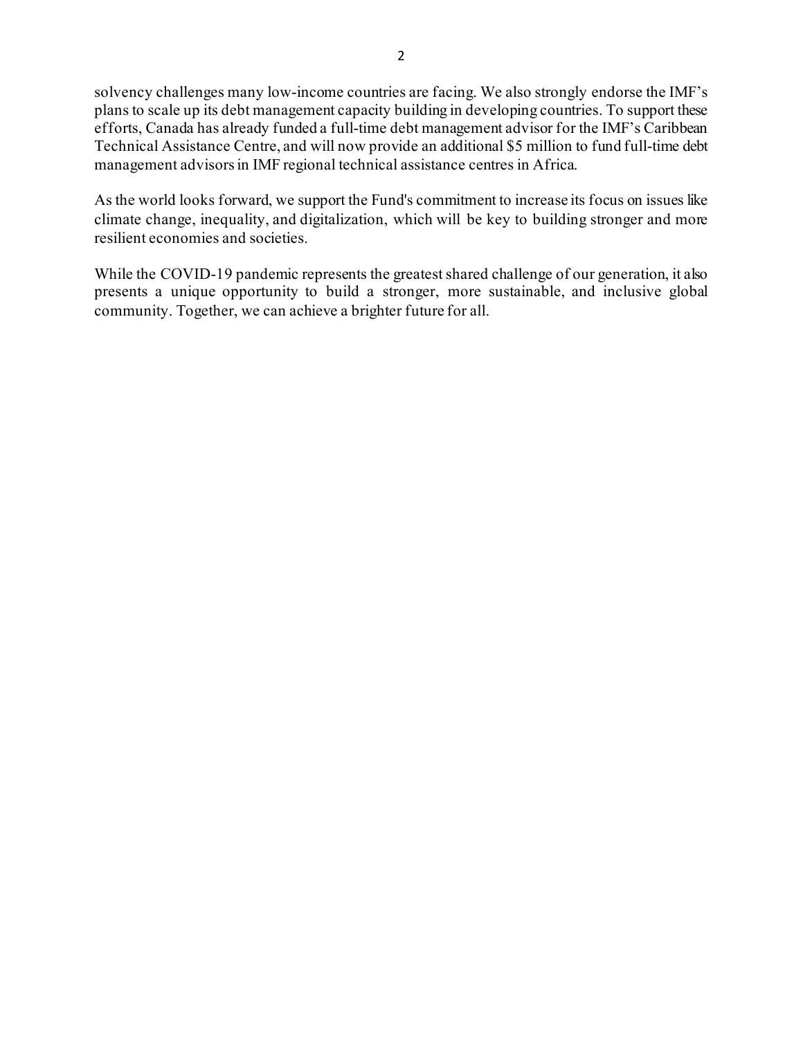solvency challenges many low-income countries are facing. We also strongly endorse the IMF's plans to scale up its debt management capacity building in developing countries. To support these efforts, Canada has already funded a full-time debt management advisor for the IMF's Caribbean Technical Assistance Centre, and will now provide an additional $5 million to fund full-time debt management advisors in IMF regional technical assistance centres in Africa.

As the world looks forward, we support the Fund's commitment to increase its focus on issues like climate change, inequality, and digitalization, which will be key to building stronger and more resilient economies and societies.

While the COVID-19 pandemic represents the greatest shared challenge of our generation, it also presents a unique opportunity to build a stronger, more sustainable, and inclusive global community. Together, we can achieve a brighter future for all.